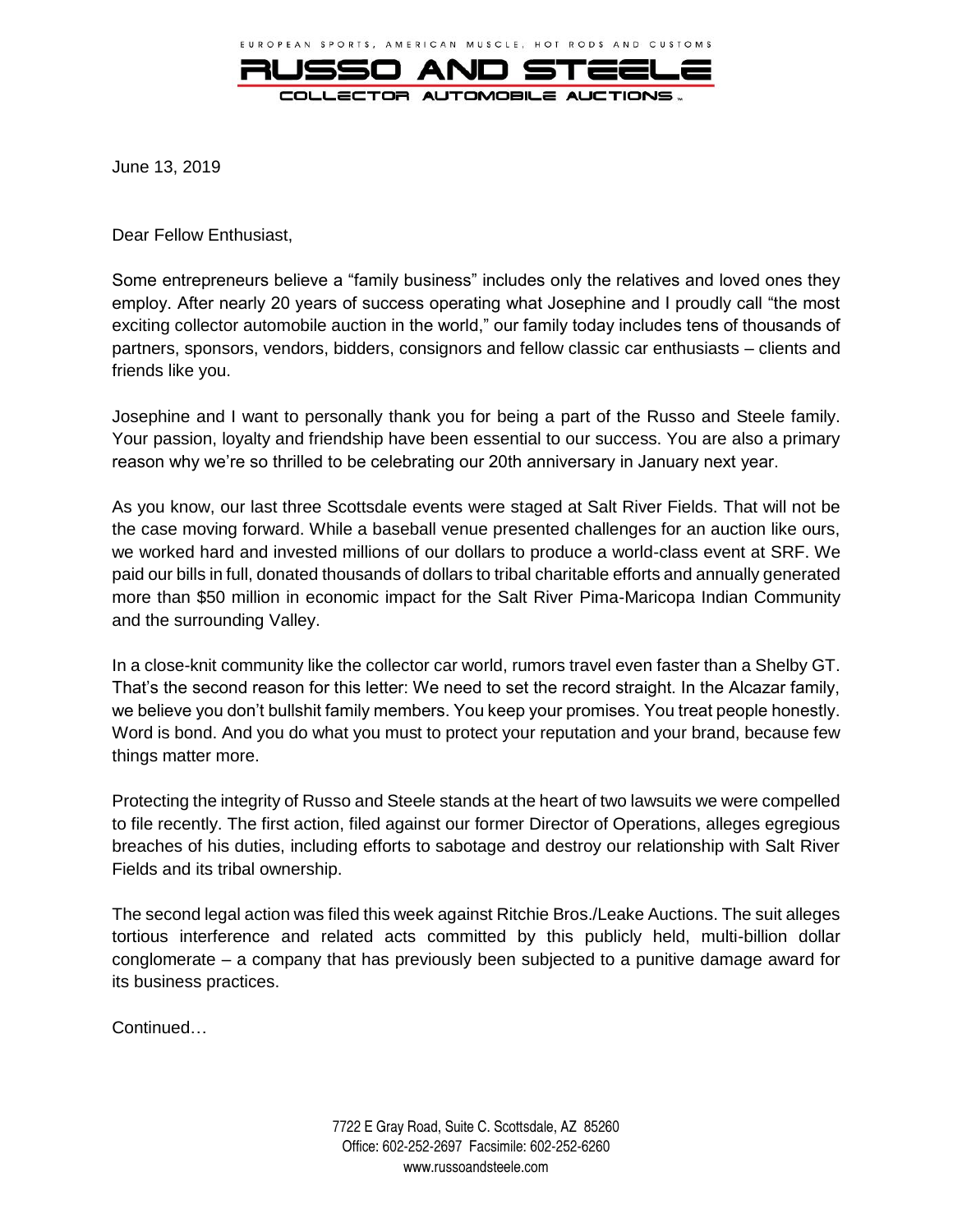EUROPEAN SPORTS, AMERICAN MUSCLE, HOT RODS AND CUSTOMS

# RUSSO AND STEELE

COLLECTOR AUTOMOBILE AUCTIONS™

June 13, 2019

Dear Fellow Enthusiast,

Some entrepreneurs believe a "family business" includes only the relatives and loved ones they employ. After nearly 20 years of success operating what Josephine and I proudly call "the most exciting collector automobile auction in the world," our family today includes tens of thousands of partners, sponsors, vendors, bidders, consignors and fellow classic car enthusiasts – clients and friends like you.

Josephine and I want to personally thank you for being a part of the Russo and Steele family. Your passion, loyalty and friendship have been essential to our success. You are also a primary reason why we're so thrilled to be celebrating our 20th anniversary in January next year.

As you know, our last three Scottsdale events were staged at Salt River Fields. That will not be the case moving forward. While a baseball venue presented challenges for an auction like ours, we worked hard and invested millions of our dollars to produce a world-class event at SRF. We paid our bills in full, donated thousands of dollars to tribal charitable efforts and annually generated more than $50 million in economic impact for the Salt River Pima-Maricopa Indian Community and the surrounding Valley.

In a close-knit community like the collector car world, rumors travel even faster than a Shelby GT. That's the second reason for this letter: We need to set the record straight. In the Alcazar family, we believe you don't bullshit family members. You keep your promises. You treat people honestly. Word is bond. And you do what you must to protect your reputation and your brand, because few things matter more.

Protecting the integrity of Russo and Steele stands at the heart of two lawsuits we were compelled to file recently. The first action, filed against our former Director of Operations, alleges egregious breaches of his duties, including efforts to sabotage and destroy our relationship with Salt River Fields and its tribal ownership.

The second legal action was filed this week against Ritchie Bros./Leake Auctions. The suit alleges tortious interference and related acts committed by this publicly held, multi-billion dollar conglomerate – a company that has previously been subjected to a punitive damage award for its business practices.

Continued…

7722 E Gray Road, Suite C. Scottsdale, AZ 85260
Office: 602-252-2697 Facsimile: 602-252-6260
www.russoandsteele.com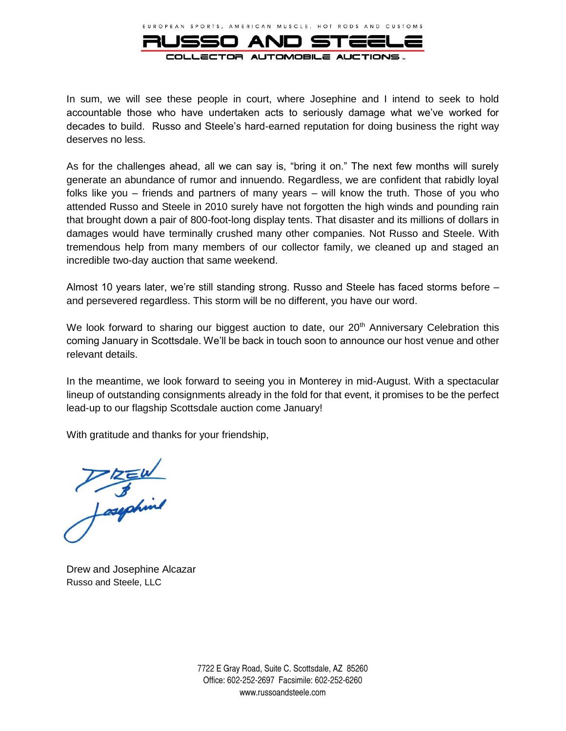In sum, we will see these people in court, where Josephine and I intend to seek to hold accountable those who have undertaken acts to seriously damage what we've worked for decades to build. Russo and Steele's hard-earned reputation for doing business the right way deserves no less.

As for the challenges ahead, all we can say is, "bring it on." The next few months will surely generate an abundance of rumor and innuendo. Regardless, we are confident that rabidly loyal folks like you – friends and partners of many years – will know the truth. Those of you who attended Russo and Steele in 2010 surely have not forgotten the high winds and pounding rain that brought down a pair of 800-foot-long display tents. That disaster and its millions of dollars in damages would have terminally crushed many other companies. Not Russo and Steele. With tremendous help from many members of our collector family, we cleaned up and staged an incredible two-day auction that same weekend.

Almost 10 years later, we're still standing strong. Russo and Steele has faced storms before – and persevered regardless. This storm will be no different, you have our word.

We look forward to sharing our biggest auction to date, our 20th Anniversary Celebration this coming January in Scottsdale. We'll be back in touch soon to announce our host venue and other relevant details.

In the meantime, we look forward to seeing you in Monterey in mid-August. With a spectacular lineup of outstanding consignments already in the fold for that event, it promises to be the perfect lead-up to our flagship Scottsdale auction come January!

With gratitude and thanks for your friendship,

Drew & Josephine

Drew and Josephine Alcazar
Russo and Steele, LLC

7722 E Gray Road, Suite C. Scottsdale, AZ 85260
Office: 602-252-2697 Facsimile: 602-252-6260
www.russoandsteele.com